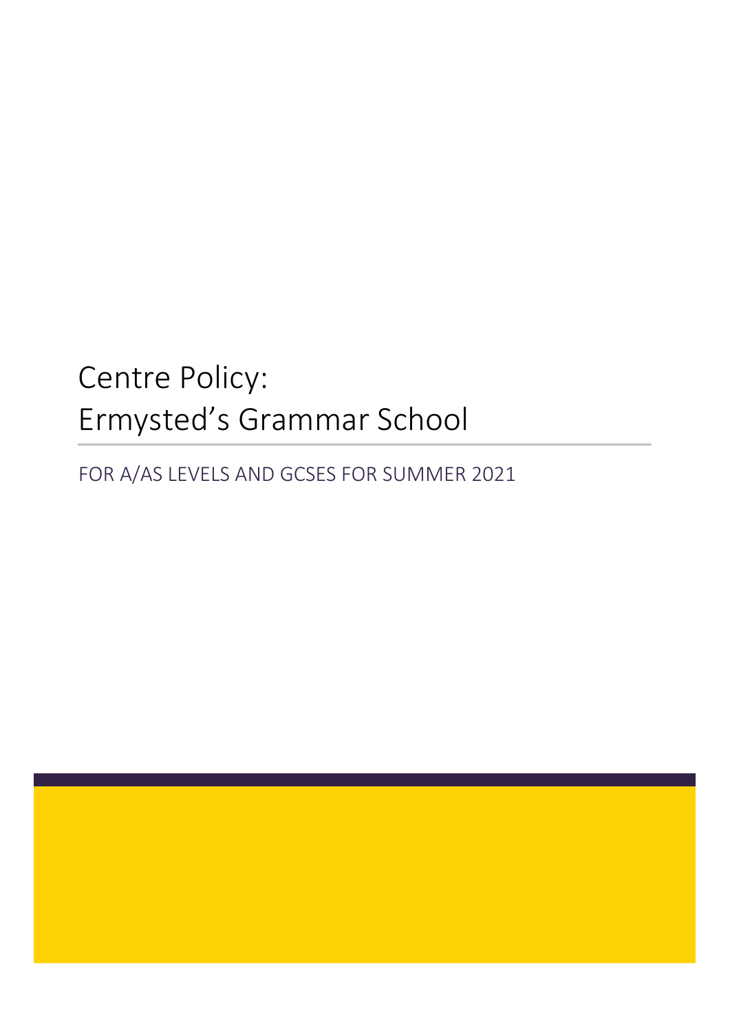# Centre Policy: Ermysted's Grammar School

FOR A/AS LEVELS AND GCSES FOR SUMMER 2021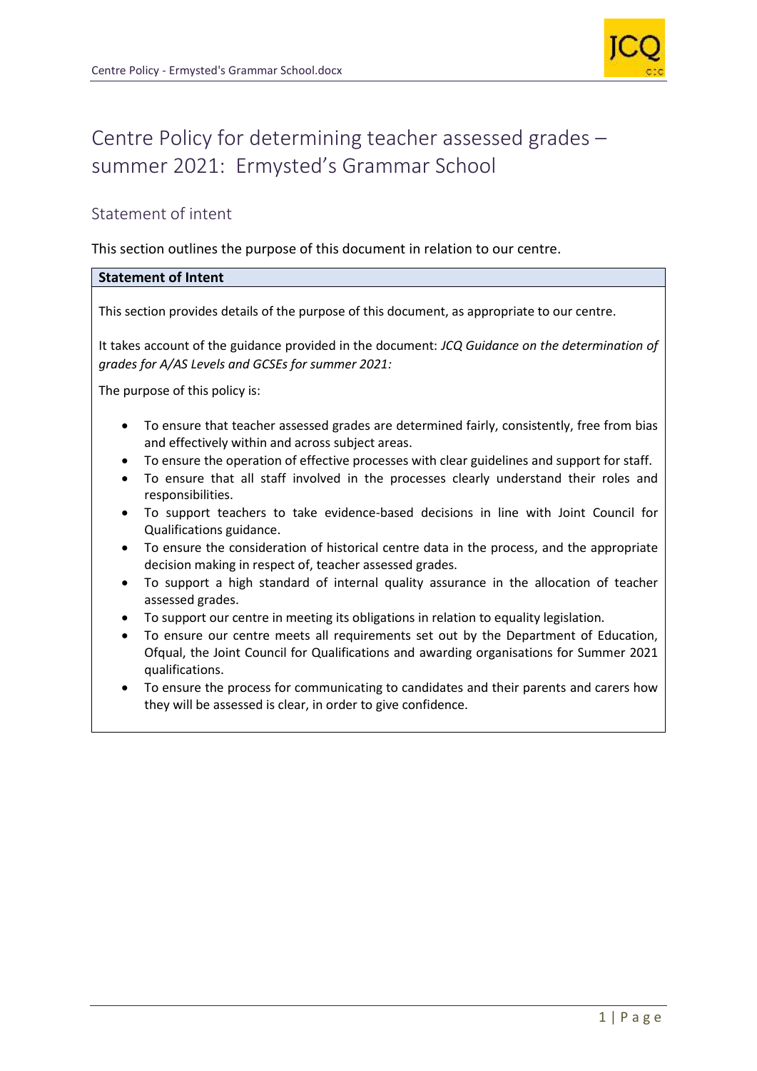# Centre Policy for determining teacher assessed grades – summer 2021: Ermysted's Grammar School

## Statement of intent

This section outlines the purpose of this document in relation to our centre.

| **Statement of Intent** |
| --- |
| This section provides details of the purpose of this document, as appropriate to our centre.<br><br>It takes account of the guidance provided in the document: *JCQ Guidance on the determination of grades for A/AS Levels and GCSEs for summer 2021:*<br><br>The purpose of this policy is:<br><br>• To ensure that teacher assessed grades are determined fairly, consistently, free from bias and effectively within and across subject areas.<br>• To ensure the operation of effective processes with clear guidelines and support for staff.<br>• To ensure that all staff involved in the processes clearly understand their roles and responsibilities.<br>• To support teachers to take evidence-based decisions in line with Joint Council for Qualifications guidance.<br>• To ensure the consideration of historical centre data in the process, and the appropriate decision making in respect of, teacher assessed grades.<br>• To support a high standard of internal quality assurance in the allocation of teacher assessed grades.<br>• To support our centre in meeting its obligations in relation to equality legislation.<br>• To ensure our centre meets all requirements set out by the Department of Education, Ofqual, the Joint Council for Qualifications and awarding organisations for Summer 2021 qualifications.<br>• To ensure the process for communicating to candidates and their parents and carers how they will be assessed is clear, in order to give confidence. |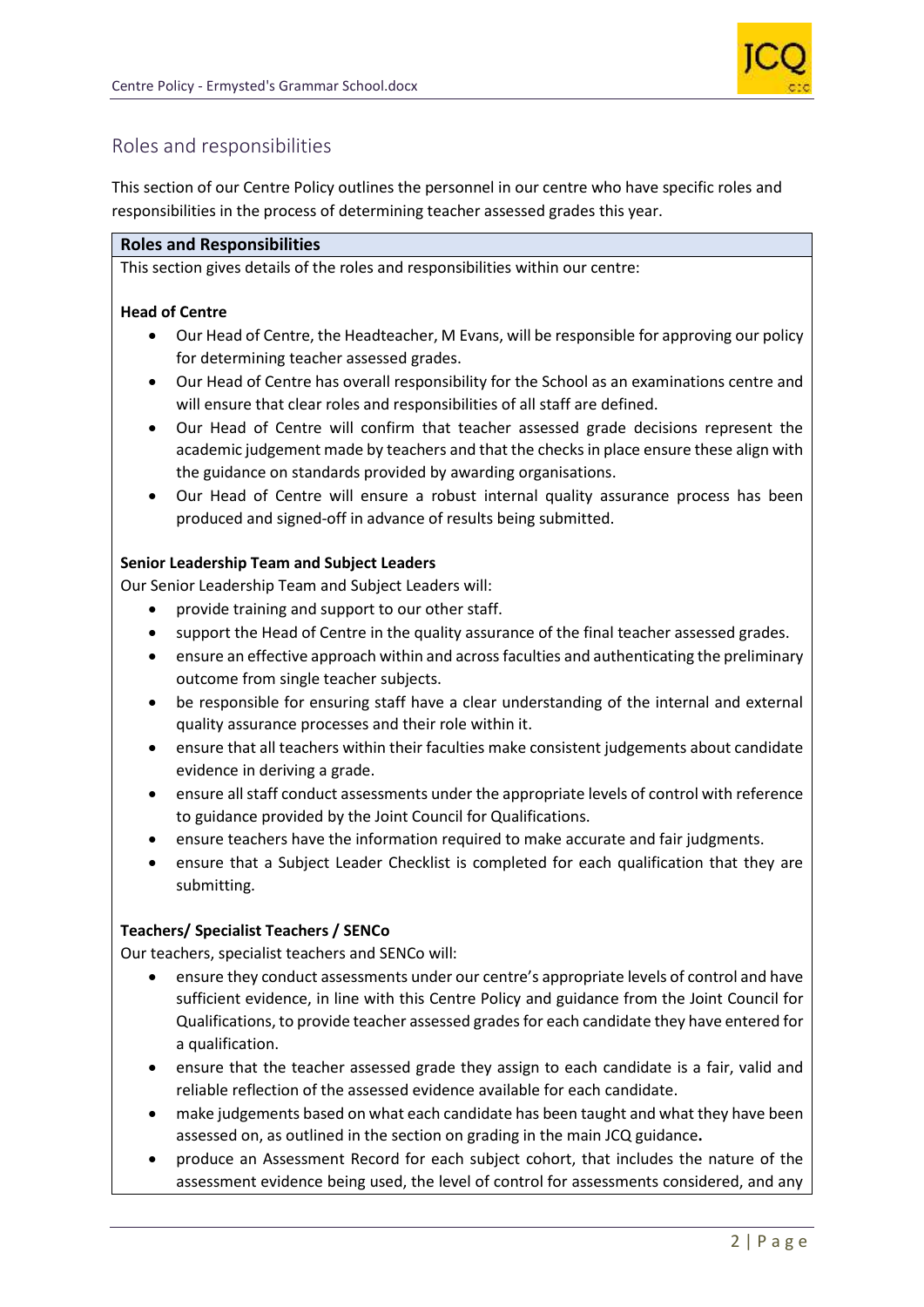## Roles and responsibilities

This section of our Centre Policy outlines the personnel in our centre who have specific roles and responsibilities in the process of determining teacher assessed grades this year.

**Roles and Responsibilities**

This section gives details of the roles and responsibilities within our centre:

**Head of Centre**

- Our Head of Centre, the Headteacher, M Evans, will be responsible for approving our policy for determining teacher assessed grades.
- Our Head of Centre has overall responsibility for the School as an examinations centre and will ensure that clear roles and responsibilities of all staff are defined.
- Our Head of Centre will confirm that teacher assessed grade decisions represent the academic judgement made by teachers and that the checks in place ensure these align with the guidance on standards provided by awarding organisations.
- Our Head of Centre will ensure a robust internal quality assurance process has been produced and signed-off in advance of results being submitted.

**Senior Leadership Team and Subject Leaders**

Our Senior Leadership Team and Subject Leaders will:

- provide training and support to our other staff.
- support the Head of Centre in the quality assurance of the final teacher assessed grades.
- ensure an effective approach within and across faculties and authenticating the preliminary outcome from single teacher subjects.
- be responsible for ensuring staff have a clear understanding of the internal and external quality assurance processes and their role within it.
- ensure that all teachers within their faculties make consistent judgements about candidate evidence in deriving a grade.
- ensure all staff conduct assessments under the appropriate levels of control with reference to guidance provided by the Joint Council for Qualifications.
- ensure teachers have the information required to make accurate and fair judgments.
- ensure that a Subject Leader Checklist is completed for each qualification that they are submitting.

**Teachers/ Specialist Teachers / SENCo**

Our teachers, specialist teachers and SENCo will:

- ensure they conduct assessments under our centre's appropriate levels of control and have sufficient evidence, in line with this Centre Policy and guidance from the Joint Council for Qualifications, to provide teacher assessed grades for each candidate they have entered for a qualification.
- ensure that the teacher assessed grade they assign to each candidate is a fair, valid and reliable reflection of the assessed evidence available for each candidate.
- make judgements based on what each candidate has been taught and what they have been assessed on, as outlined in the section on grading in the main JCQ guidance**.**
- produce an Assessment Record for each subject cohort, that includes the nature of the assessment evidence being used, the level of control for assessments considered, and any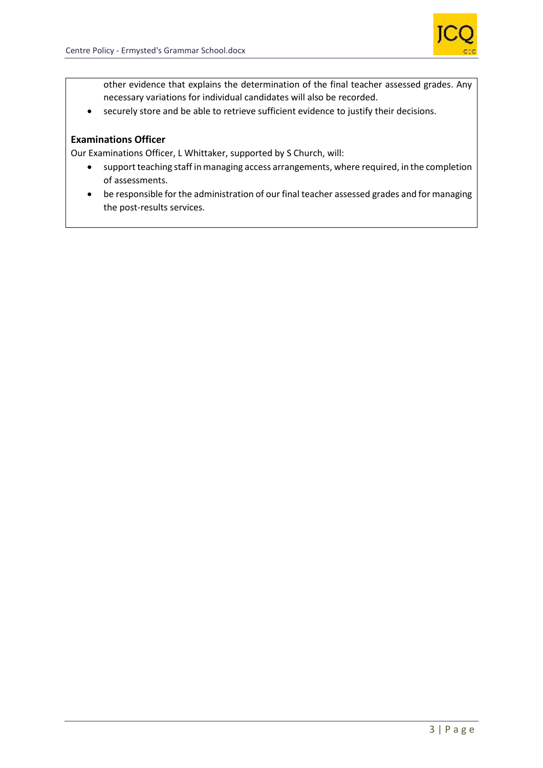other evidence that explains the determination of the final teacher assessed grades. Any necessary variations for individual candidates will also be recorded.

- securely store and be able to retrieve sufficient evidence to justify their decisions.

**Examinations Officer**

Our Examinations Officer, L Whittaker, supported by S Church, will:

- support teaching staff in managing access arrangements, where required, in the completion of assessments.
- be responsible for the administration of our final teacher assessed grades and for managing the post-results services.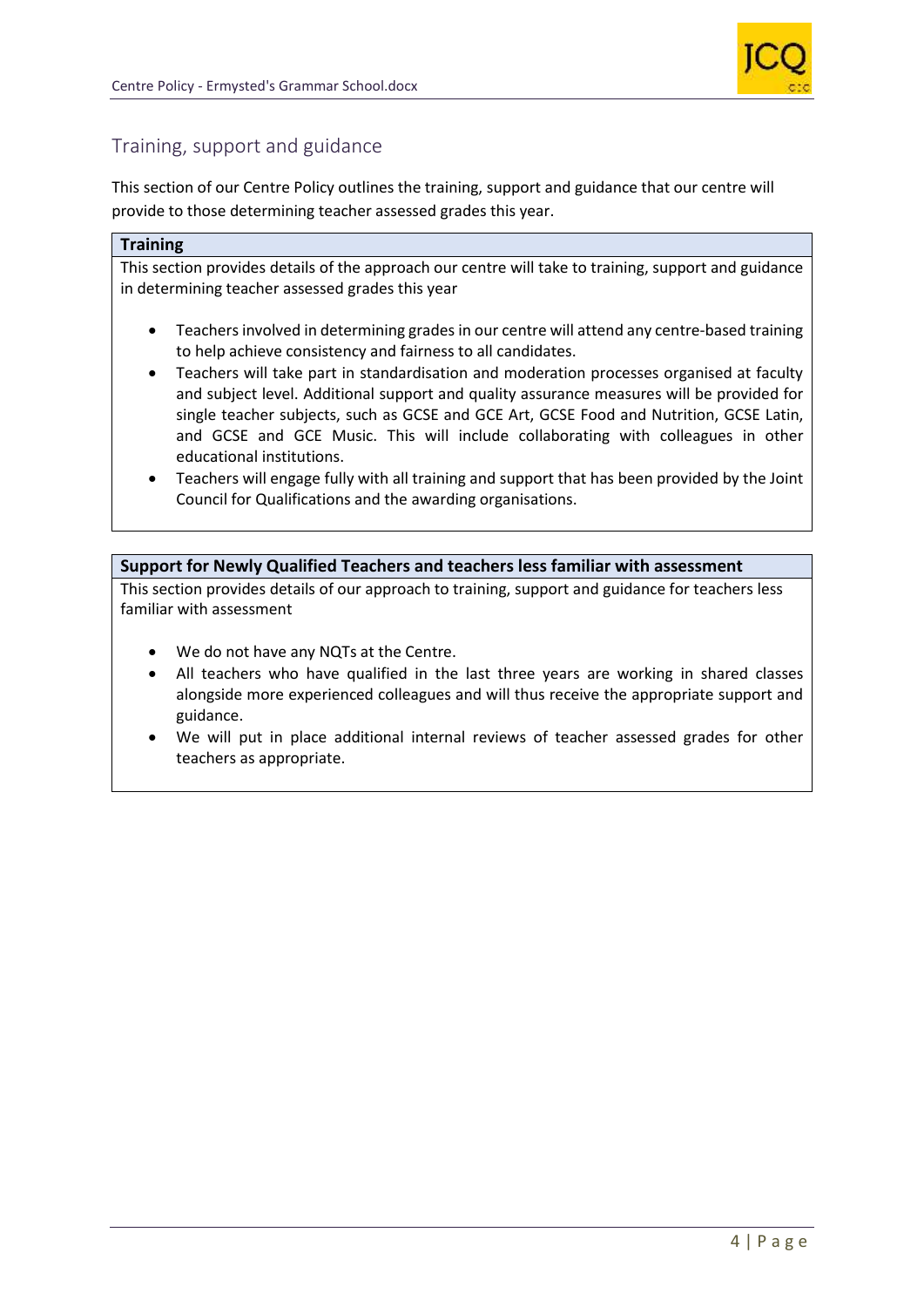## Training, support and guidance

This section of our Centre Policy outlines the training, support and guidance that our centre will provide to those determining teacher assessed grades this year.

### Training

This section provides details of the approach our centre will take to training, support and guidance in determining teacher assessed grades this year

- Teachers involved in determining grades in our centre will attend any centre-based training to help achieve consistency and fairness to all candidates.
- Teachers will take part in standardisation and moderation processes organised at faculty and subject level. Additional support and quality assurance measures will be provided for single teacher subjects, such as GCSE and GCE Art, GCSE Food and Nutrition, GCSE Latin, and GCSE and GCE Music. This will include collaborating with colleagues in other educational institutions.
- Teachers will engage fully with all training and support that has been provided by the Joint Council for Qualifications and the awarding organisations.

### Support for Newly Qualified Teachers and teachers less familiar with assessment

This section provides details of our approach to training, support and guidance for teachers less familiar with assessment

- We do not have any NQTs at the Centre.
- All teachers who have qualified in the last three years are working in shared classes alongside more experienced colleagues and will thus receive the appropriate support and guidance.
- We will put in place additional internal reviews of teacher assessed grades for other teachers as appropriate.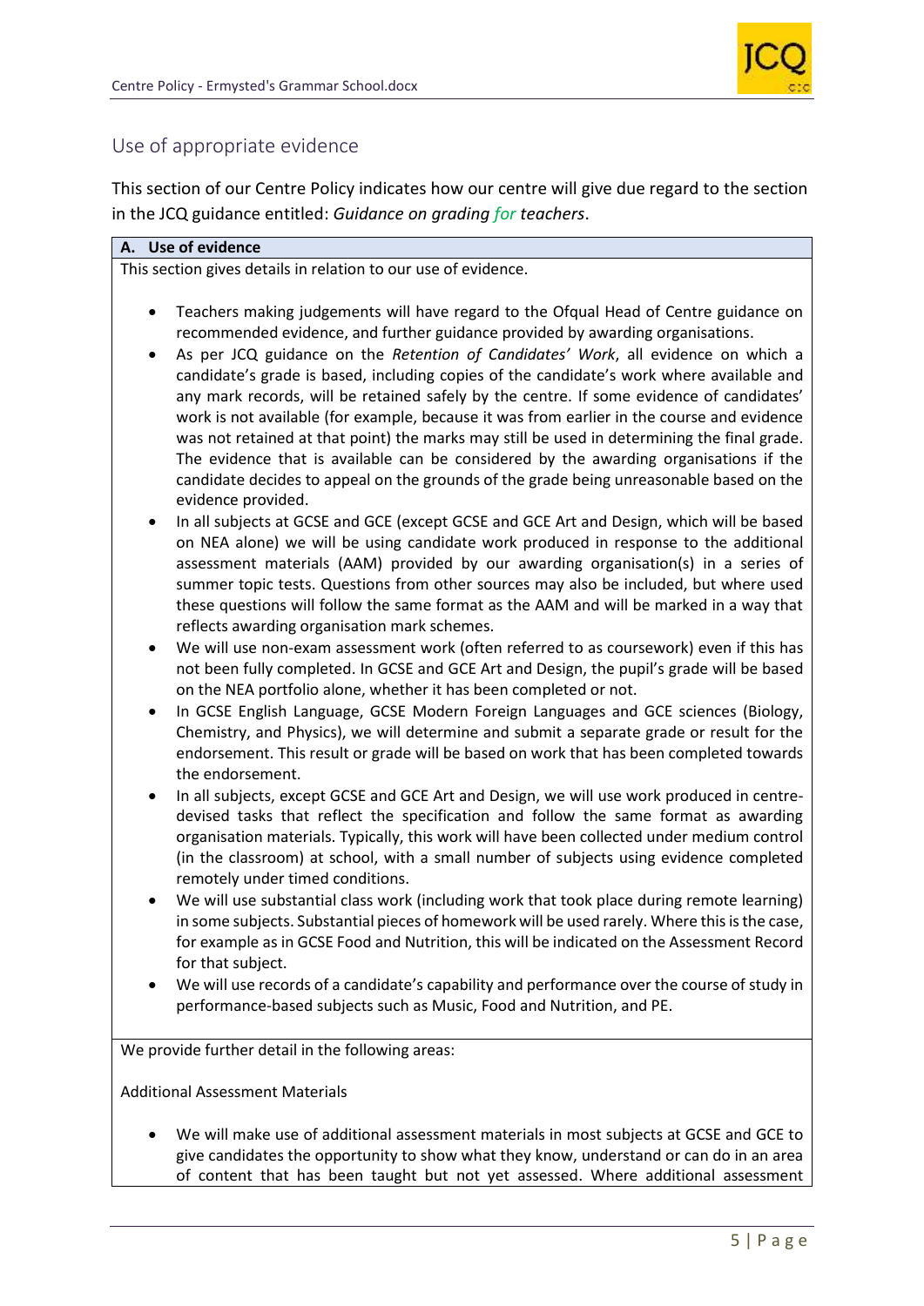## Use of appropriate evidence

This section of our Centre Policy indicates how our centre will give due regard to the section in the JCQ guidance entitled: *Guidance on grading for teachers*.

**A. Use of evidence**

This section gives details in relation to our use of evidence.

- Teachers making judgements will have regard to the Ofqual Head of Centre guidance on recommended evidence, and further guidance provided by awarding organisations.
- As per JCQ guidance on the *Retention of Candidates' Work*, all evidence on which a candidate's grade is based, including copies of the candidate's work where available and any mark records, will be retained safely by the centre. If some evidence of candidates' work is not available (for example, because it was from earlier in the course and evidence was not retained at that point) the marks may still be used in determining the final grade. The evidence that is available can be considered by the awarding organisations if the candidate decides to appeal on the grounds of the grade being unreasonable based on the evidence provided.
- In all subjects at GCSE and GCE (except GCSE and GCE Art and Design, which will be based on NEA alone) we will be using candidate work produced in response to the additional assessment materials (AAM) provided by our awarding organisation(s) in a series of summer topic tests. Questions from other sources may also be included, but where used these questions will follow the same format as the AAM and will be marked in a way that reflects awarding organisation mark schemes.
- We will use non-exam assessment work (often referred to as coursework) even if this has not been fully completed. In GCSE and GCE Art and Design, the pupil's grade will be based on the NEA portfolio alone, whether it has been completed or not.
- In GCSE English Language, GCSE Modern Foreign Languages and GCE sciences (Biology, Chemistry, and Physics), we will determine and submit a separate grade or result for the endorsement. This result or grade will be based on work that has been completed towards the endorsement.
- In all subjects, except GCSE and GCE Art and Design, we will use work produced in centre-devised tasks that reflect the specification and follow the same format as awarding organisation materials. Typically, this work will have been collected under medium control (in the classroom) at school, with a small number of subjects using evidence completed remotely under timed conditions.
- We will use substantial class work (including work that took place during remote learning) in some subjects. Substantial pieces of homework will be used rarely. Where this is the case, for example as in GCSE Food and Nutrition, this will be indicated on the Assessment Record for that subject.
- We will use records of a candidate's capability and performance over the course of study in performance-based subjects such as Music, Food and Nutrition, and PE.

We provide further detail in the following areas:

Additional Assessment Materials

- We will make use of additional assessment materials in most subjects at GCSE and GCE to give candidates the opportunity to show what they know, understand or can do in an area of content that has been taught but not yet assessed. Where additional assessment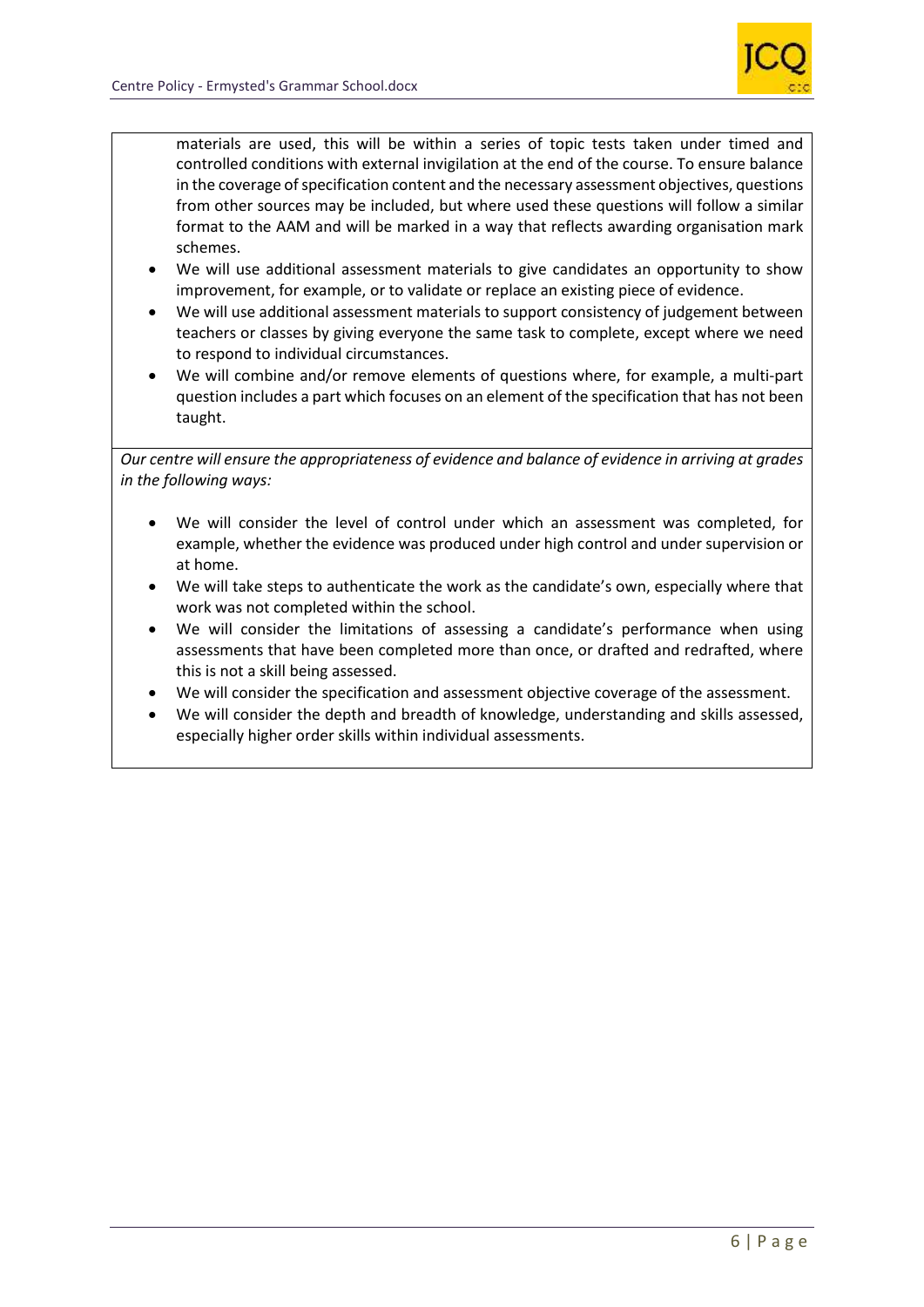materials are used, this will be within a series of topic tests taken under timed and controlled conditions with external invigilation at the end of the course. To ensure balance in the coverage of specification content and the necessary assessment objectives, questions from other sources may be included, but where used these questions will follow a similar format to the AAM and will be marked in a way that reflects awarding organisation mark schemes.

- We will use additional assessment materials to give candidates an opportunity to show improvement, for example, or to validate or replace an existing piece of evidence.
- We will use additional assessment materials to support consistency of judgement between teachers or classes by giving everyone the same task to complete, except where we need to respond to individual circumstances.
- We will combine and/or remove elements of questions where, for example, a multi-part question includes a part which focuses on an element of the specification that has not been taught.

*Our centre will ensure the appropriateness of evidence and balance of evidence in arriving at grades in the following ways:*

- We will consider the level of control under which an assessment was completed, for example, whether the evidence was produced under high control and under supervision or at home.
- We will take steps to authenticate the work as the candidate's own, especially where that work was not completed within the school.
- We will consider the limitations of assessing a candidate's performance when using assessments that have been completed more than once, or drafted and redrafted, where this is not a skill being assessed.
- We will consider the specification and assessment objective coverage of the assessment.
- We will consider the depth and breadth of knowledge, understanding and skills assessed, especially higher order skills within individual assessments.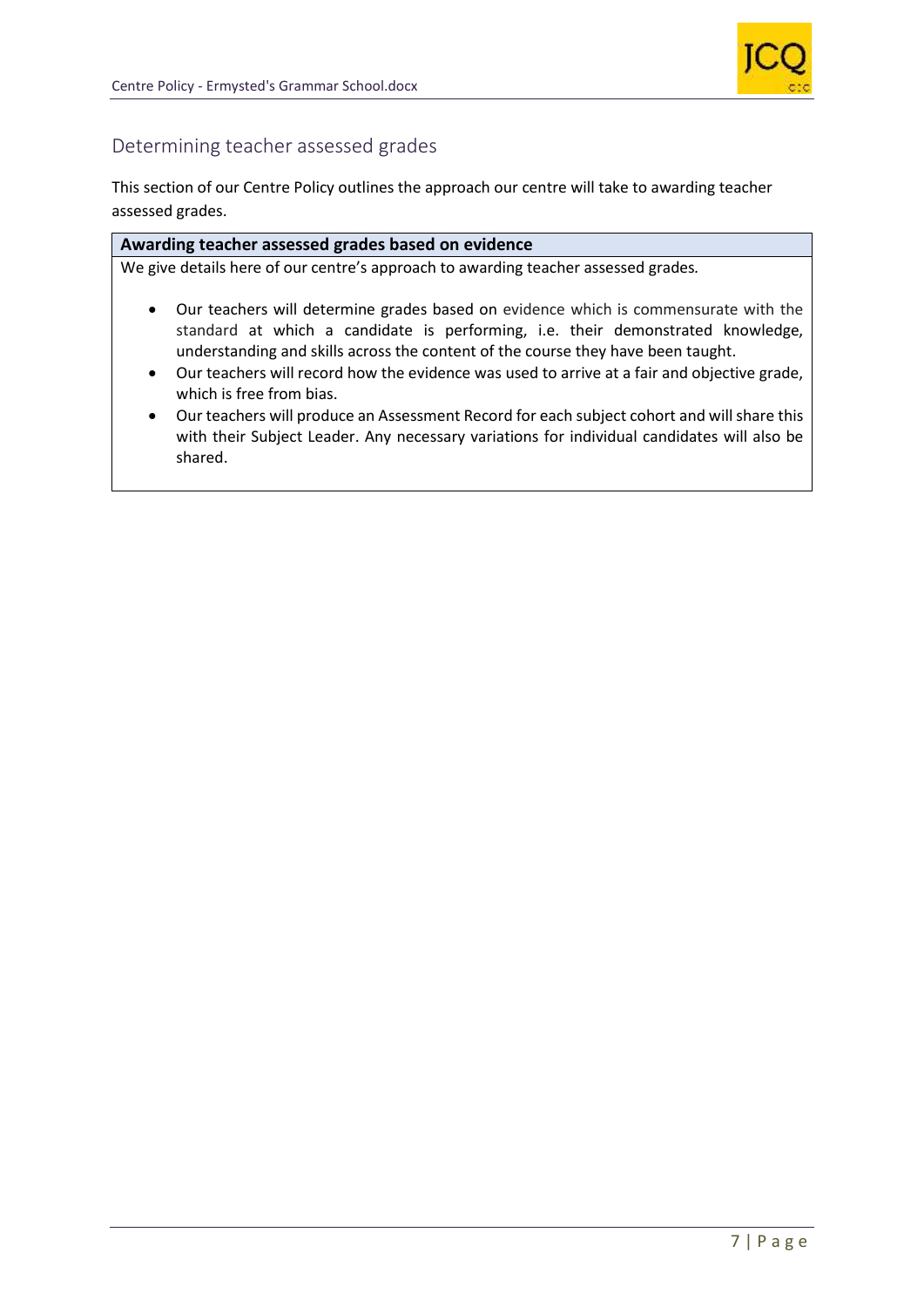## Determining teacher assessed grades

This section of our Centre Policy outlines the approach our centre will take to awarding teacher assessed grades.

| Awarding teacher assessed grades based on evidence |
| --- |
| We give details here of our centre's approach to awarding teacher assessed grades.<br><br>• Our teachers will determine grades based on evidence which is commensurate with the standard at which a candidate is performing, i.e. their demonstrated knowledge, understanding and skills across the content of the course they have been taught.<br>• Our teachers will record how the evidence was used to arrive at a fair and objective grade, which is free from bias.<br>• Our teachers will produce an Assessment Record for each subject cohort and will share this with their Subject Leader. Any necessary variations for individual candidates will also be shared. |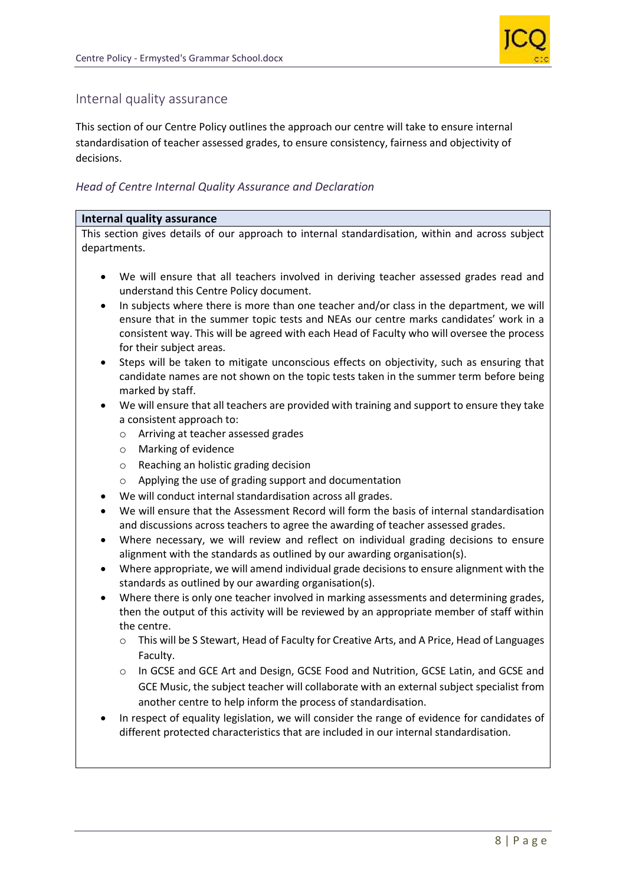## Internal quality assurance

This section of our Centre Policy outlines the approach our centre will take to ensure internal standardisation of teacher assessed grades, to ensure consistency, fairness and objectivity of decisions.

### *Head of Centre Internal Quality Assurance and Declaration*

**Internal quality assurance**

This section gives details of our approach to internal standardisation, within and across subject departments.

- We will ensure that all teachers involved in deriving teacher assessed grades read and understand this Centre Policy document.
- In subjects where there is more than one teacher and/or class in the department, we will ensure that in the summer topic tests and NEAs our centre marks candidates' work in a consistent way. This will be agreed with each Head of Faculty who will oversee the process for their subject areas.
- Steps will be taken to mitigate unconscious effects on objectivity, such as ensuring that candidate names are not shown on the topic tests taken in the summer term before being marked by staff.
- We will ensure that all teachers are provided with training and support to ensure they take a consistent approach to:
  - Arriving at teacher assessed grades
  - Marking of evidence
  - Reaching an holistic grading decision
  - Applying the use of grading support and documentation
- We will conduct internal standardisation across all grades.
- We will ensure that the Assessment Record will form the basis of internal standardisation and discussions across teachers to agree the awarding of teacher assessed grades.
- Where necessary, we will review and reflect on individual grading decisions to ensure alignment with the standards as outlined by our awarding organisation(s).
- Where appropriate, we will amend individual grade decisions to ensure alignment with the standards as outlined by our awarding organisation(s).
- Where there is only one teacher involved in marking assessments and determining grades, then the output of this activity will be reviewed by an appropriate member of staff within the centre.
  - This will be S Stewart, Head of Faculty for Creative Arts, and A Price, Head of Languages Faculty.
  - In GCSE and GCE Art and Design, GCSE Food and Nutrition, GCSE Latin, and GCSE and GCE Music, the subject teacher will collaborate with an external subject specialist from another centre to help inform the process of standardisation.
- In respect of equality legislation, we will consider the range of evidence for candidates of different protected characteristics that are included in our internal standardisation.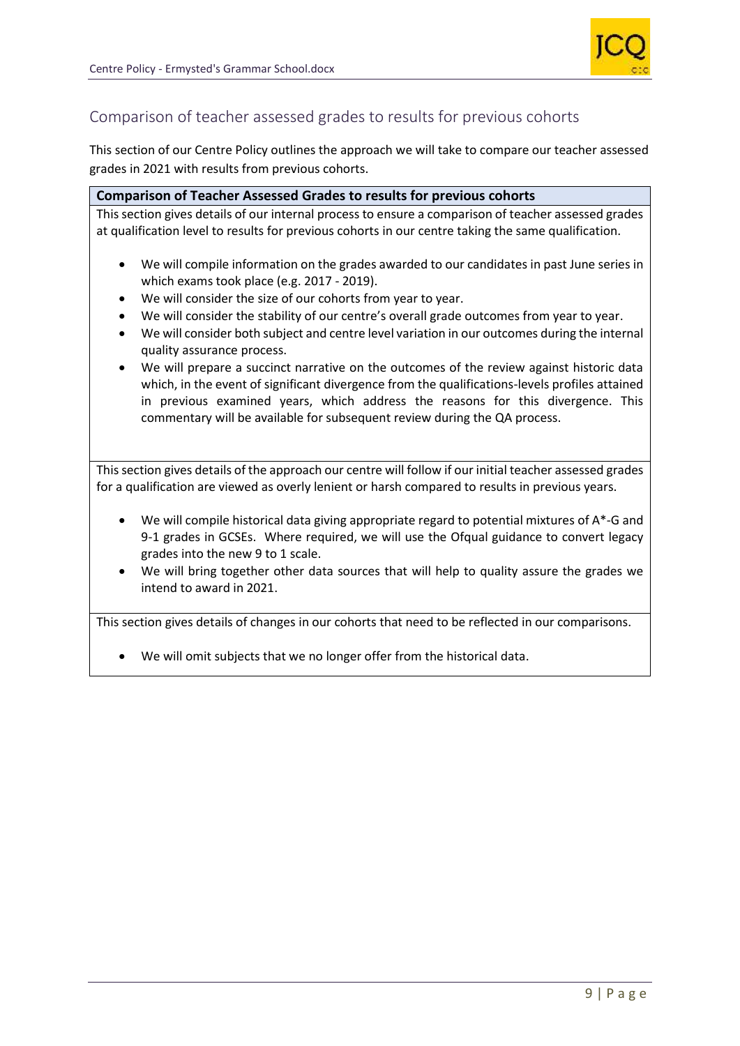## Comparison of teacher assessed grades to results for previous cohorts

This section of our Centre Policy outlines the approach we will take to compare our teacher assessed grades in 2021 with results from previous cohorts.

**Comparison of Teacher Assessed Grades to results for previous cohorts**

This section gives details of our internal process to ensure a comparison of teacher assessed grades at qualification level to results for previous cohorts in our centre taking the same qualification.

- We will compile information on the grades awarded to our candidates in past June series in which exams took place (e.g. 2017 - 2019).
- We will consider the size of our cohorts from year to year.
- We will consider the stability of our centre's overall grade outcomes from year to year.
- We will consider both subject and centre level variation in our outcomes during the internal quality assurance process.
- We will prepare a succinct narrative on the outcomes of the review against historic data which, in the event of significant divergence from the qualifications-levels profiles attained in previous examined years, which address the reasons for this divergence. This commentary will be available for subsequent review during the QA process.

This section gives details of the approach our centre will follow if our initial teacher assessed grades for a qualification are viewed as overly lenient or harsh compared to results in previous years.

- We will compile historical data giving appropriate regard to potential mixtures of A*-G and 9-1 grades in GCSEs. Where required, we will use the Ofqual guidance to convert legacy grades into the new 9 to 1 scale.
- We will bring together other data sources that will help to quality assure the grades we intend to award in 2021.

This section gives details of changes in our cohorts that need to be reflected in our comparisons.

- We will omit subjects that we no longer offer from the historical data.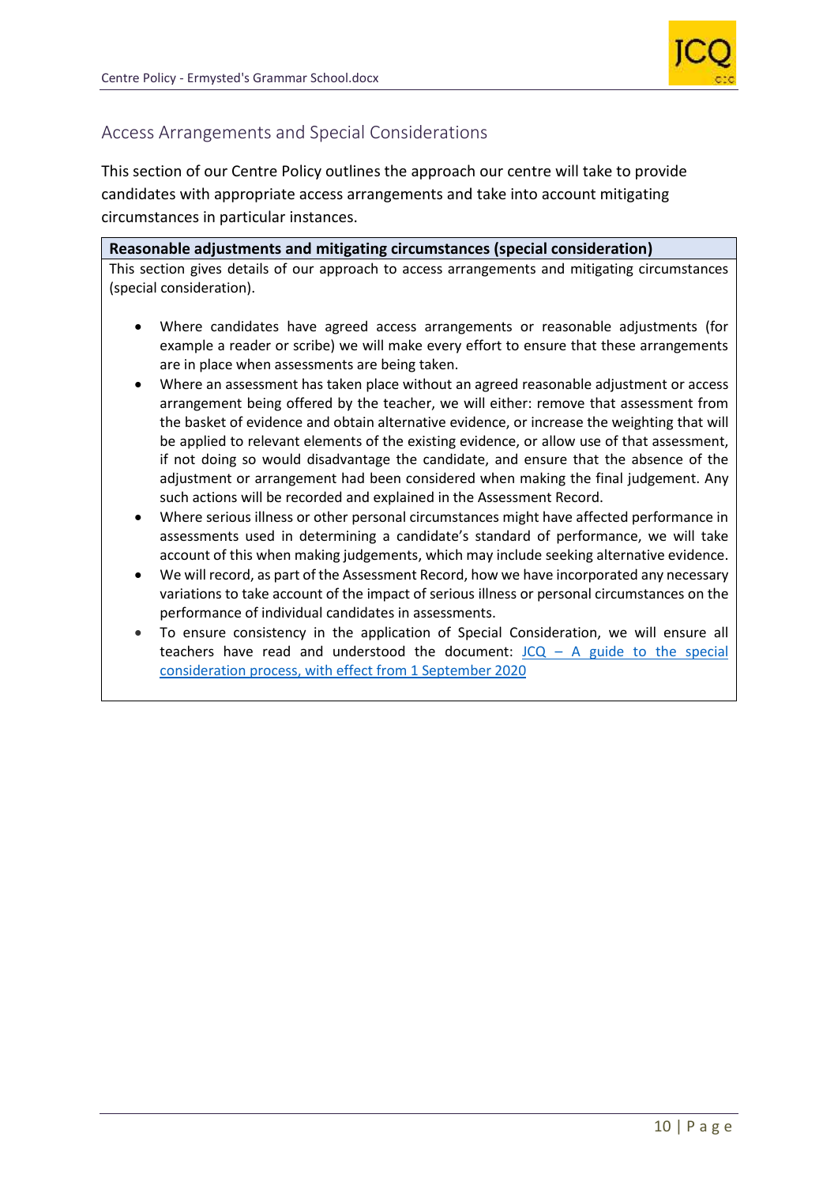## Access Arrangements and Special Considerations

This section of our Centre Policy outlines the approach our centre will take to provide candidates with appropriate access arrangements and take into account mitigating circumstances in particular instances.

**Reasonable adjustments and mitigating circumstances (special consideration)**

This section gives details of our approach to access arrangements and mitigating circumstances (special consideration).

- Where candidates have agreed access arrangements or reasonable adjustments (for example a reader or scribe) we will make every effort to ensure that these arrangements are in place when assessments are being taken.
- Where an assessment has taken place without an agreed reasonable adjustment or access arrangement being offered by the teacher, we will either: remove that assessment from the basket of evidence and obtain alternative evidence, or increase the weighting that will be applied to relevant elements of the existing evidence, or allow use of that assessment, if not doing so would disadvantage the candidate, and ensure that the absence of the adjustment or arrangement had been considered when making the final judgement. Any such actions will be recorded and explained in the Assessment Record.
- Where serious illness or other personal circumstances might have affected performance in assessments used in determining a candidate's standard of performance, we will take account of this when making judgements, which may include seeking alternative evidence.
- We will record, as part of the Assessment Record, how we have incorporated any necessary variations to take account of the impact of serious illness or personal circumstances on the performance of individual candidates in assessments.
- To ensure consistency in the application of Special Consideration, we will ensure all teachers have read and understood the document: JCQ – A guide to the special consideration process, with effect from 1 September 2020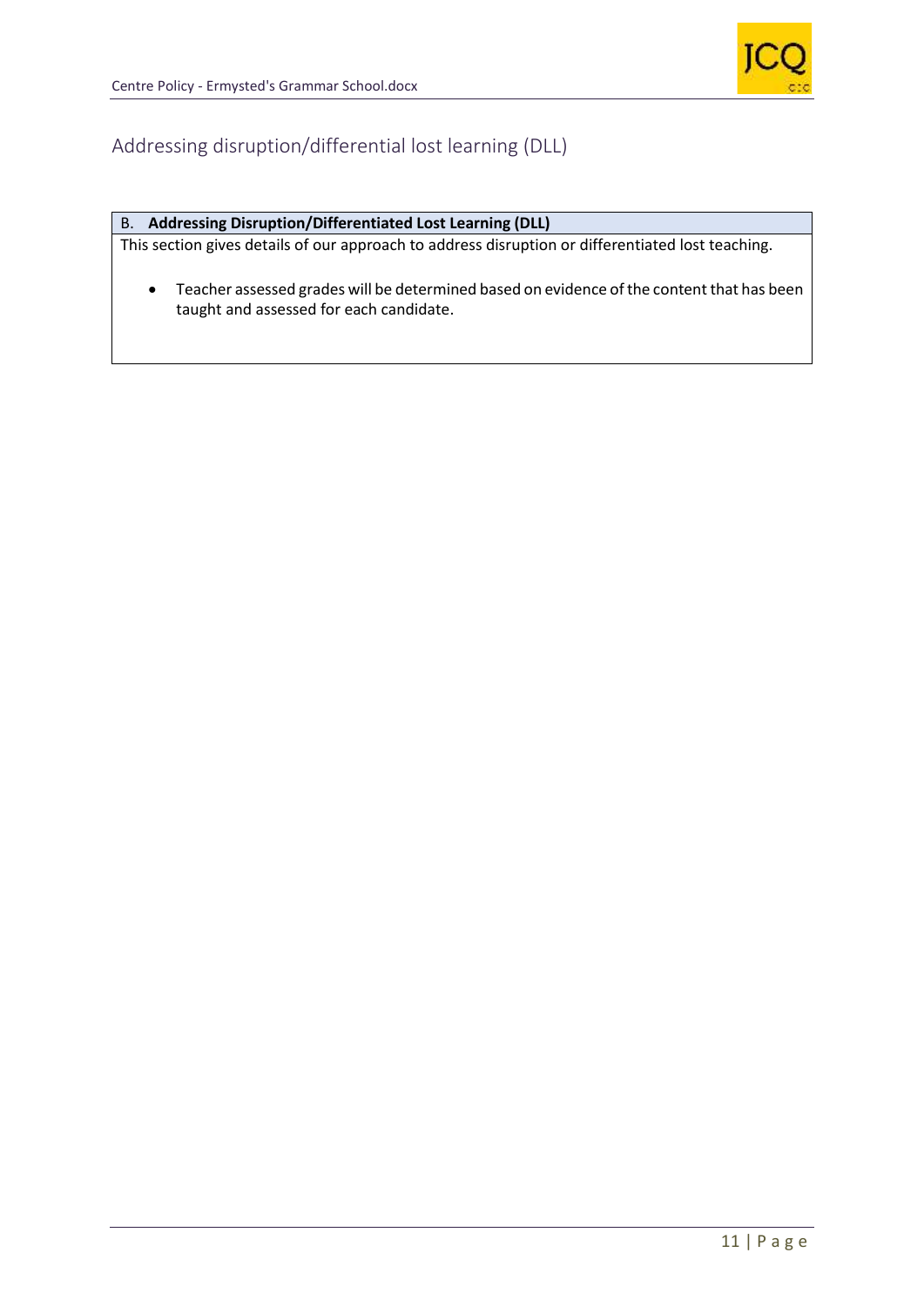## Addressing disruption/differential lost learning (DLL)

| B. **Addressing Disruption/Differentiated Lost Learning (DLL)** |
| --- |
| This section gives details of our approach to address disruption or differentiated lost teaching.<br><br>• Teacher assessed grades will be determined based on evidence of the content that has been taught and assessed for each candidate. |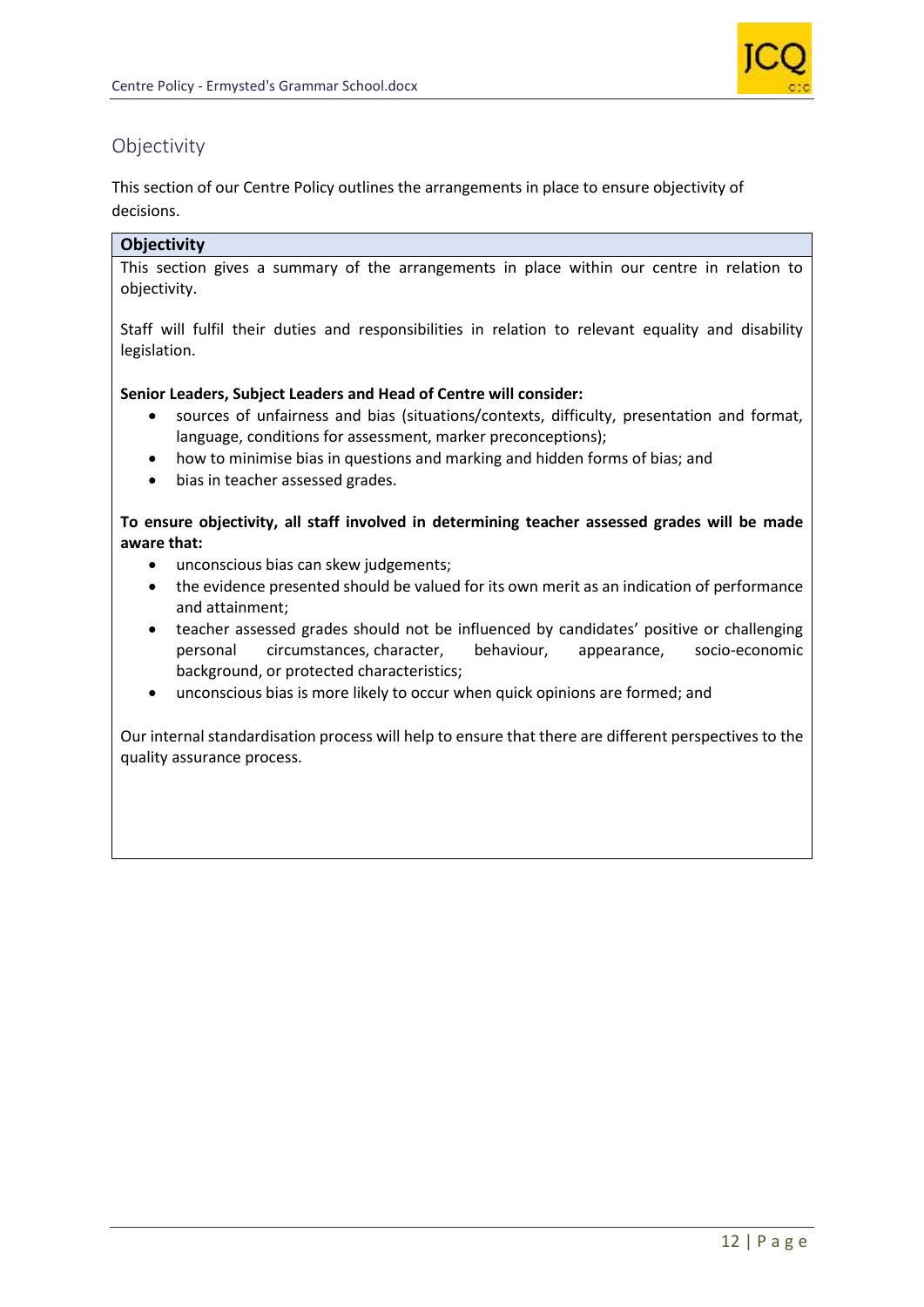## Objectivity

This section of our Centre Policy outlines the arrangements in place to ensure objectivity of decisions.

### Objectivity

This section gives a summary of the arrangements in place within our centre in relation to objectivity.

Staff will fulfil their duties and responsibilities in relation to relevant equality and disability legislation.

**Senior Leaders, Subject Leaders and Head of Centre will consider:**

- sources of unfairness and bias (situations/contexts, difficulty, presentation and format, language, conditions for assessment, marker preconceptions);
- how to minimise bias in questions and marking and hidden forms of bias; and
- bias in teacher assessed grades.

**To ensure objectivity, all staff involved in determining teacher assessed grades will be made aware that:**

- unconscious bias can skew judgements;
- the evidence presented should be valued for its own merit as an indication of performance and attainment;
- teacher assessed grades should not be influenced by candidates' positive or challenging personal circumstances, character, behaviour, appearance, socio-economic background, or protected characteristics;
- unconscious bias is more likely to occur when quick opinions are formed; and

Our internal standardisation process will help to ensure that there are different perspectives to the quality assurance process.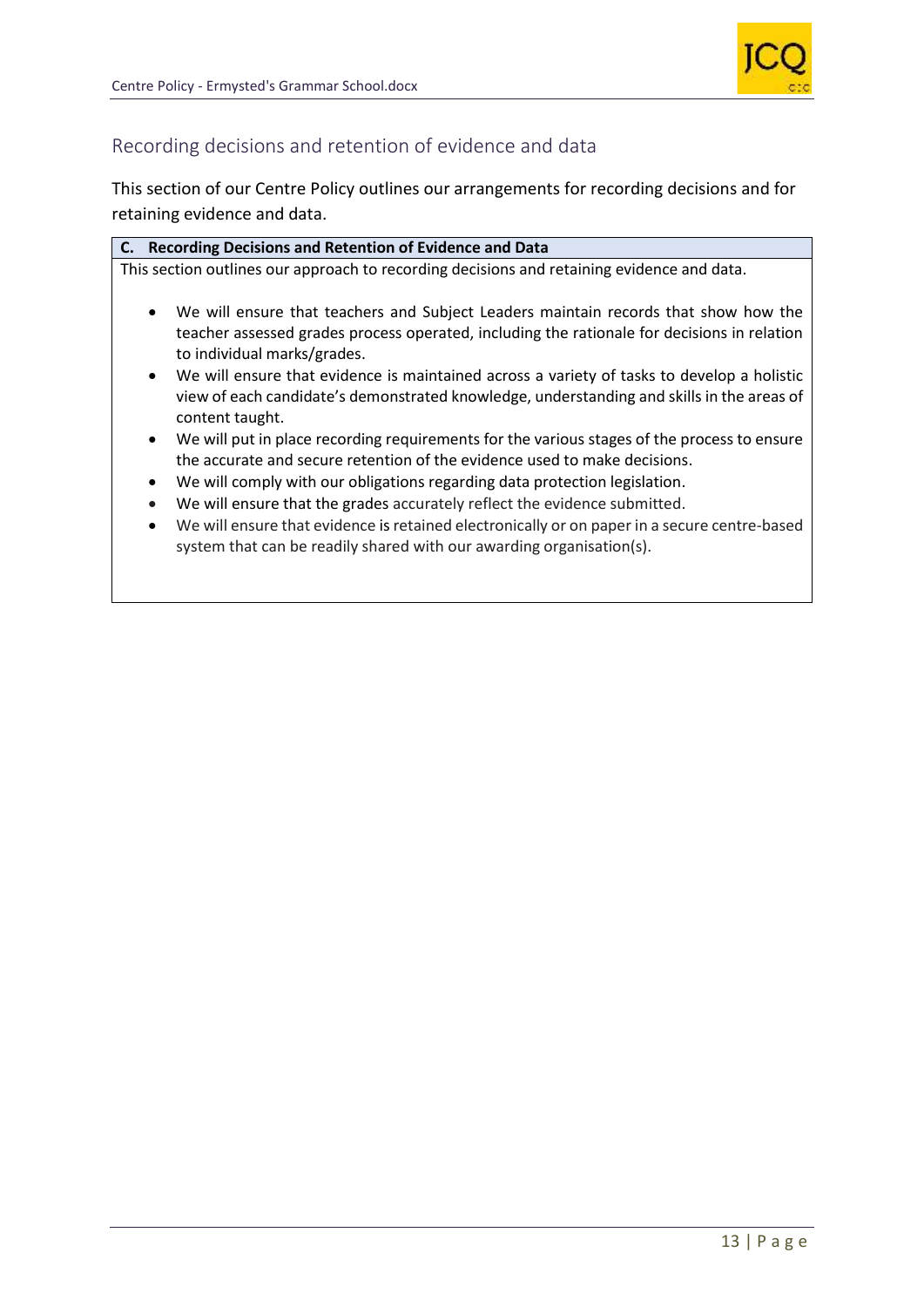## Recording decisions and retention of evidence and data

This section of our Centre Policy outlines our arrangements for recording decisions and for retaining evidence and data.

| **C. Recording Decisions and Retention of Evidence and Data** |
| --- |
| This section outlines our approach to recording decisions and retaining evidence and data.<br><br>• We will ensure that teachers and Subject Leaders maintain records that show how the teacher assessed grades process operated, including the rationale for decisions in relation to individual marks/grades.<br>• We will ensure that evidence is maintained across a variety of tasks to develop a holistic view of each candidate's demonstrated knowledge, understanding and skills in the areas of content taught.<br>• We will put in place recording requirements for the various stages of the process to ensure the accurate and secure retention of the evidence used to make decisions.<br>• We will comply with our obligations regarding data protection legislation.<br>• We will ensure that the grades accurately reflect the evidence submitted.<br>• We will ensure that evidence is retained electronically or on paper in a secure centre-based system that can be readily shared with our awarding organisation(s). |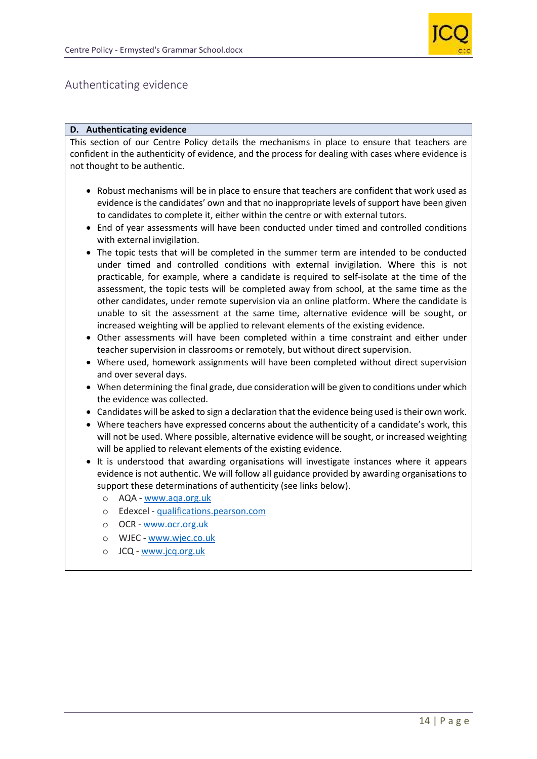## Authenticating evidence

**D. Authenticating evidence**

This section of our Centre Policy details the mechanisms in place to ensure that teachers are confident in the authenticity of evidence, and the process for dealing with cases where evidence is not thought to be authentic.

- Robust mechanisms will be in place to ensure that teachers are confident that work used as evidence is the candidates' own and that no inappropriate levels of support have been given to candidates to complete it, either within the centre or with external tutors.
- End of year assessments will have been conducted under timed and controlled conditions with external invigilation.
- The topic tests that will be completed in the summer term are intended to be conducted under timed and controlled conditions with external invigilation. Where this is not practicable, for example, where a candidate is required to self-isolate at the time of the assessment, the topic tests will be completed away from school, at the same time as the other candidates, under remote supervision via an online platform. Where the candidate is unable to sit the assessment at the same time, alternative evidence will be sought, or increased weighting will be applied to relevant elements of the existing evidence.
- Other assessments will have been completed within a time constraint and either under teacher supervision in classrooms or remotely, but without direct supervision.
- Where used, homework assignments will have been completed without direct supervision and over several days.
- When determining the final grade, due consideration will be given to conditions under which the evidence was collected.
- Candidates will be asked to sign a declaration that the evidence being used is their own work.
- Where teachers have expressed concerns about the authenticity of a candidate's work, this will not be used. Where possible, alternative evidence will be sought, or increased weighting will be applied to relevant elements of the existing evidence.
- It is understood that awarding organisations will investigate instances where it appears evidence is not authentic. We will follow all guidance provided by awarding organisations to support these determinations of authenticity (see links below).
  - AQA - www.aqa.org.uk
  - Edexcel - qualifications.pearson.com
  - OCR - www.ocr.org.uk
  - WJEC - www.wjec.co.uk
  - JCQ - www.jcq.org.uk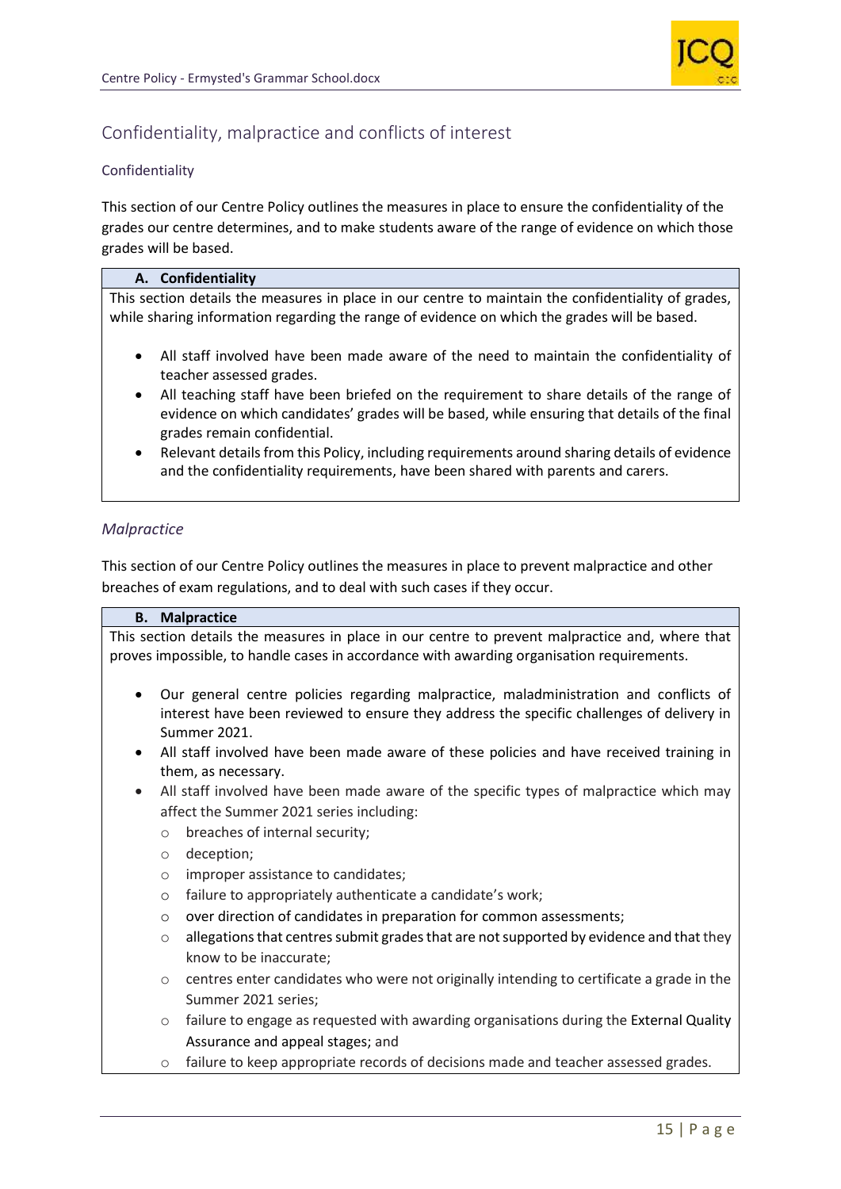## Confidentiality, malpractice and conflicts of interest

### Confidentiality

This section of our Centre Policy outlines the measures in place to ensure the confidentiality of the grades our centre determines, and to make students aware of the range of evidence on which those grades will be based.

**A. Confidentiality**

This section details the measures in place in our centre to maintain the confidentiality of grades, while sharing information regarding the range of evidence on which the grades will be based.

- All staff involved have been made aware of the need to maintain the confidentiality of teacher assessed grades.
- All teaching staff have been briefed on the requirement to share details of the range of evidence on which candidates' grades will be based, while ensuring that details of the final grades remain confidential.
- Relevant details from this Policy, including requirements around sharing details of evidence and the confidentiality requirements, have been shared with parents and carers.

### *Malpractice*

This section of our Centre Policy outlines the measures in place to prevent malpractice and other breaches of exam regulations, and to deal with such cases if they occur.

**B. Malpractice**

This section details the measures in place in our centre to prevent malpractice and, where that proves impossible, to handle cases in accordance with awarding organisation requirements.

- Our general centre policies regarding malpractice, maladministration and conflicts of interest have been reviewed to ensure they address the specific challenges of delivery in Summer 2021.
- All staff involved have been made aware of these policies and have received training in them, as necessary.
- All staff involved have been made aware of the specific types of malpractice which may affect the Summer 2021 series including:
  - breaches of internal security;
  - deception;
  - improper assistance to candidates;
  - failure to appropriately authenticate a candidate's work;
  - over direction of candidates in preparation for common assessments;
  - allegations that centres submit grades that are not supported by evidence and that they know to be inaccurate;
  - centres enter candidates who were not originally intending to certificate a grade in the Summer 2021 series;
  - failure to engage as requested with awarding organisations during the External Quality Assurance and appeal stages; and
  - failure to keep appropriate records of decisions made and teacher assessed grades.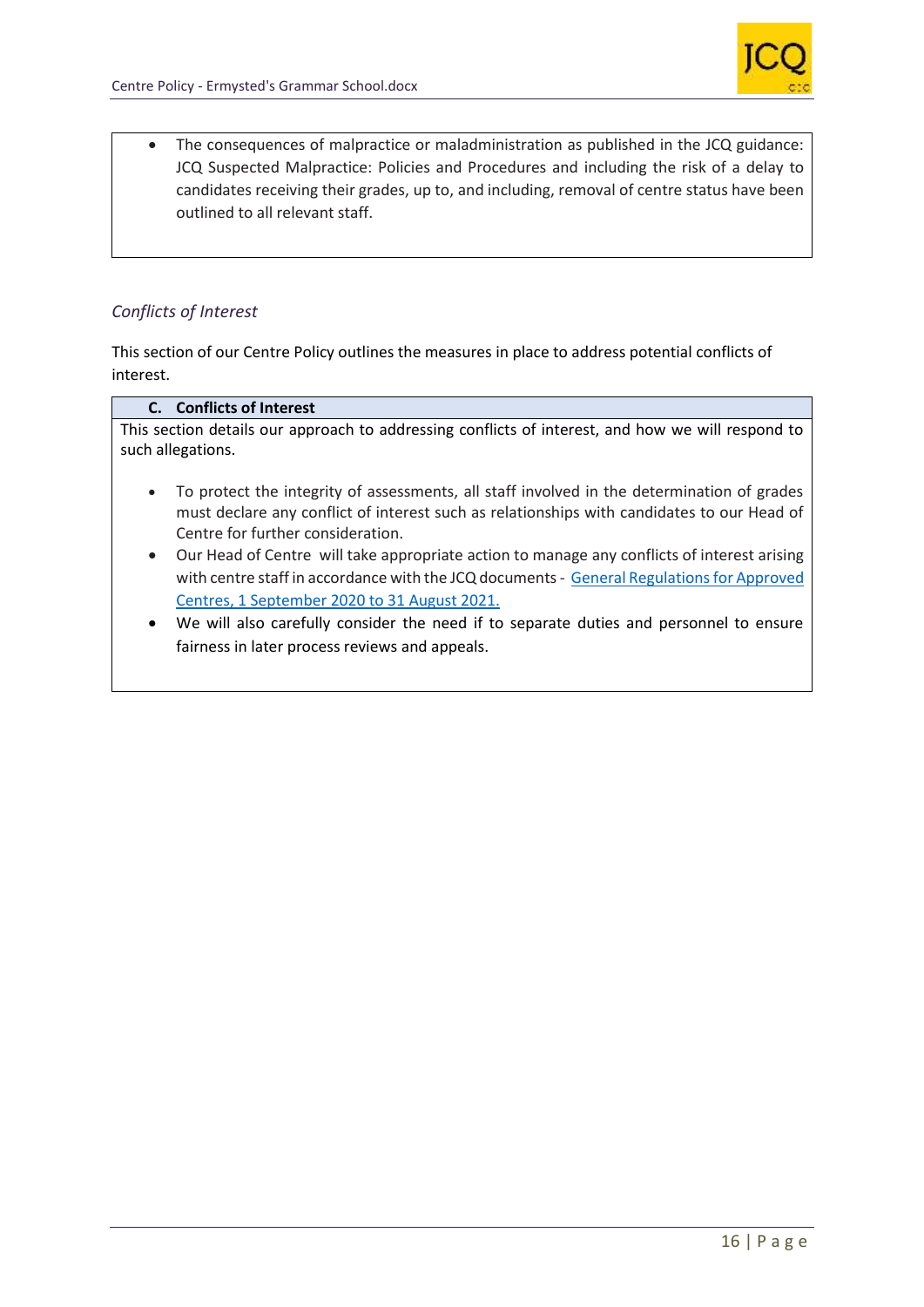- The consequences of malpractice or maladministration as published in the JCQ guidance: JCQ Suspected Malpractice: Policies and Procedures and including the risk of a delay to candidates receiving their grades, up to, and including, removal of centre status have been outlined to all relevant staff.

### *Conflicts of Interest*

This section of our Centre Policy outlines the measures in place to address potential conflicts of interest.

**C. Conflicts of Interest**

This section details our approach to addressing conflicts of interest, and how we will respond to such allegations.

- To protect the integrity of assessments, all staff involved in the determination of grades must declare any conflict of interest such as relationships with candidates to our Head of Centre for further consideration.
- Our Head of Centre will take appropriate action to manage any conflicts of interest arising with centre staff in accordance with the JCQ documents - General Regulations for Approved Centres, 1 September 2020 to 31 August 2021.
- We will also carefully consider the need if to separate duties and personnel to ensure fairness in later process reviews and appeals.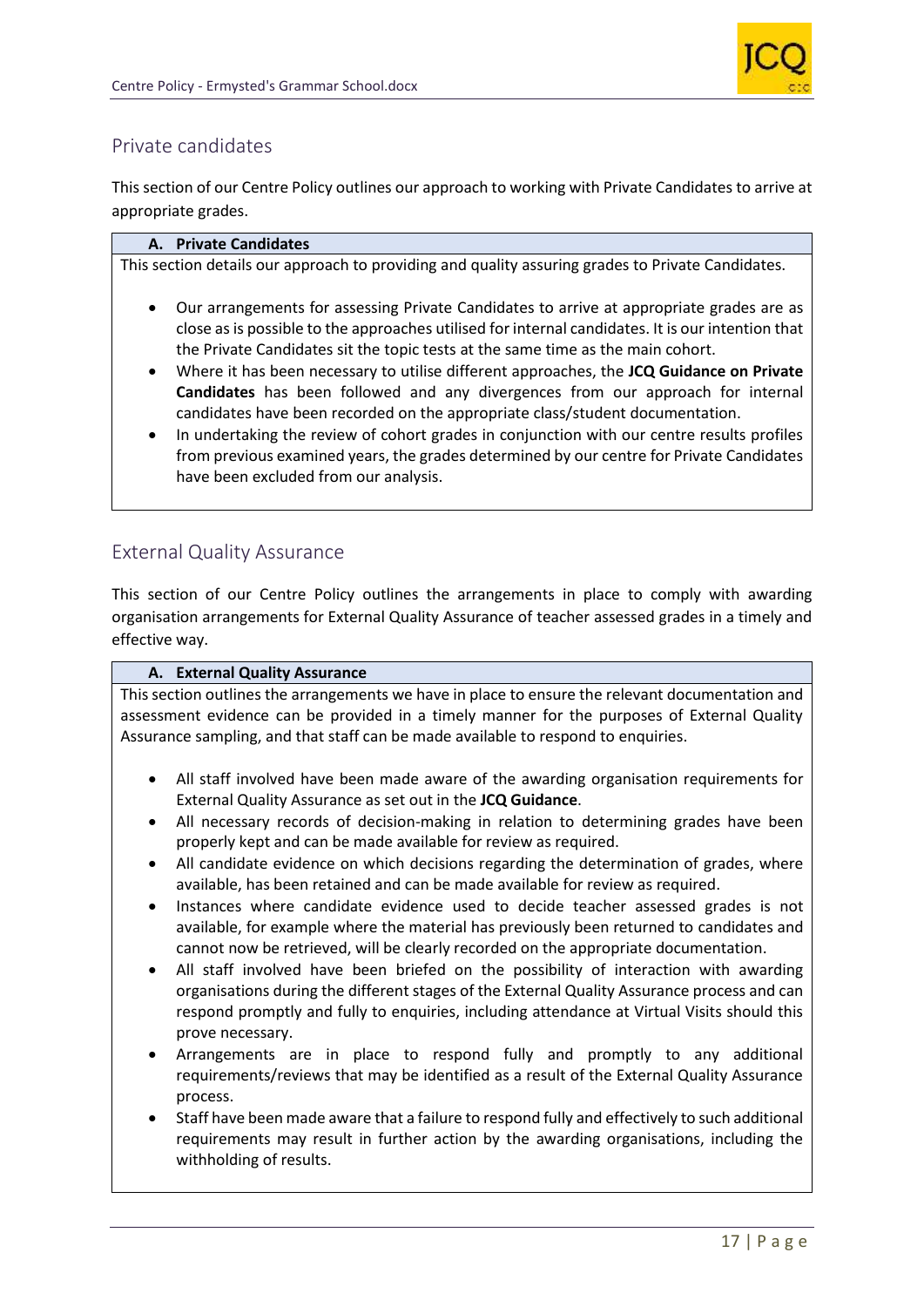## Private candidates

This section of our Centre Policy outlines our approach to working with Private Candidates to arrive at appropriate grades.

### A. Private Candidates

This section details our approach to providing and quality assuring grades to Private Candidates.

- Our arrangements for assessing Private Candidates to arrive at appropriate grades are as close as is possible to the approaches utilised for internal candidates. It is our intention that the Private Candidates sit the topic tests at the same time as the main cohort.
- Where it has been necessary to utilise different approaches, the **JCQ Guidance on Private Candidates** has been followed and any divergences from our approach for internal candidates have been recorded on the appropriate class/student documentation.
- In undertaking the review of cohort grades in conjunction with our centre results profiles from previous examined years, the grades determined by our centre for Private Candidates have been excluded from our analysis.

## External Quality Assurance

This section of our Centre Policy outlines the arrangements in place to comply with awarding organisation arrangements for External Quality Assurance of teacher assessed grades in a timely and effective way.

### A. External Quality Assurance

This section outlines the arrangements we have in place to ensure the relevant documentation and assessment evidence can be provided in a timely manner for the purposes of External Quality Assurance sampling, and that staff can be made available to respond to enquiries.

- All staff involved have been made aware of the awarding organisation requirements for External Quality Assurance as set out in the **JCQ Guidance**.
- All necessary records of decision-making in relation to determining grades have been properly kept and can be made available for review as required.
- All candidate evidence on which decisions regarding the determination of grades, where available, has been retained and can be made available for review as required.
- Instances where candidate evidence used to decide teacher assessed grades is not available, for example where the material has previously been returned to candidates and cannot now be retrieved, will be clearly recorded on the appropriate documentation.
- All staff involved have been briefed on the possibility of interaction with awarding organisations during the different stages of the External Quality Assurance process and can respond promptly and fully to enquiries, including attendance at Virtual Visits should this prove necessary.
- Arrangements are in place to respond fully and promptly to any additional requirements/reviews that may be identified as a result of the External Quality Assurance process.
- Staff have been made aware that a failure to respond fully and effectively to such additional requirements may result in further action by the awarding organisations, including the withholding of results.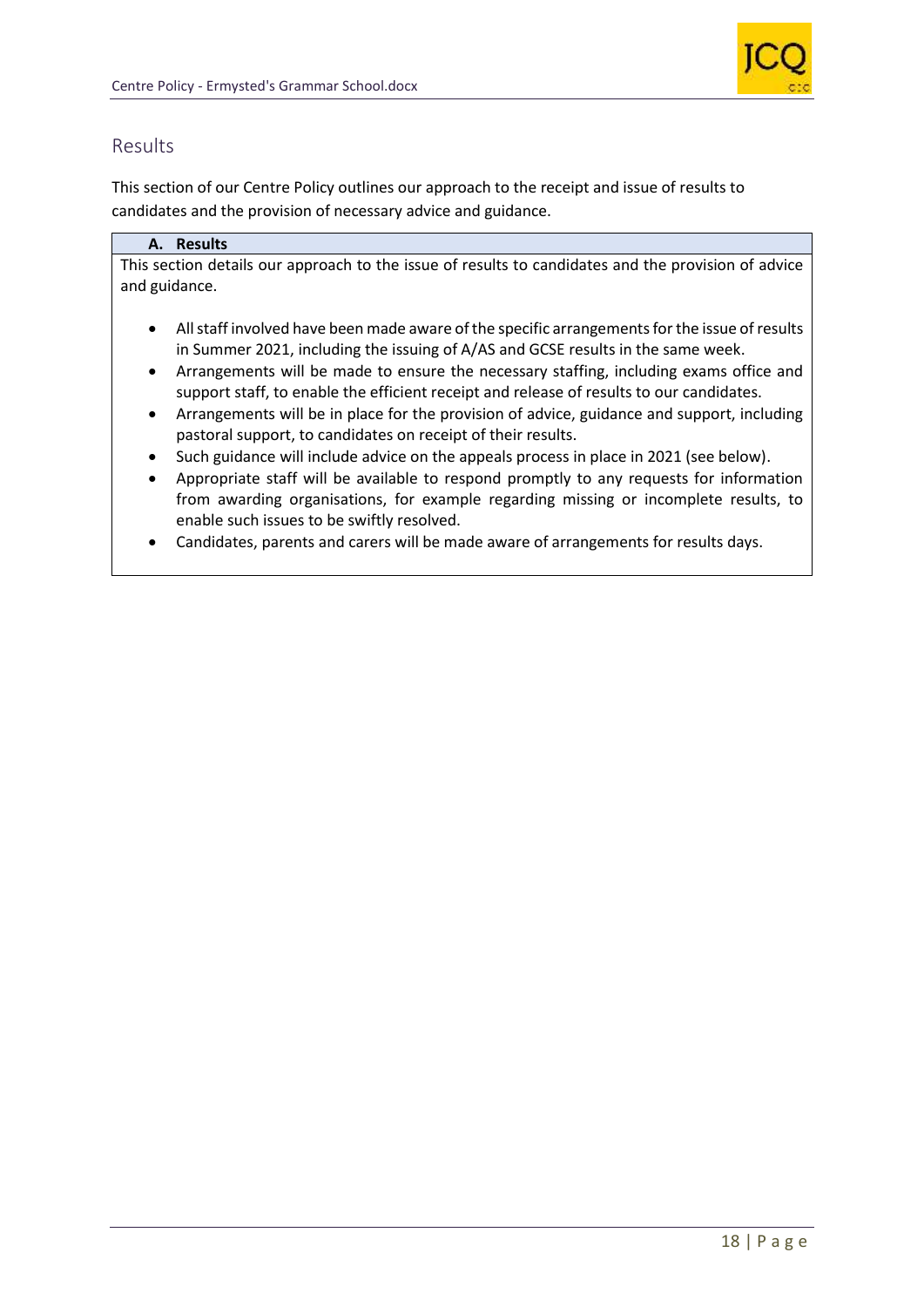## Results

This section of our Centre Policy outlines our approach to the receipt and issue of results to candidates and the provision of necessary advice and guidance.

### A. Results

This section details our approach to the issue of results to candidates and the provision of advice and guidance.

- All staff involved have been made aware of the specific arrangements for the issue of results in Summer 2021, including the issuing of A/AS and GCSE results in the same week.
- Arrangements will be made to ensure the necessary staffing, including exams office and support staff, to enable the efficient receipt and release of results to our candidates.
- Arrangements will be in place for the provision of advice, guidance and support, including pastoral support, to candidates on receipt of their results.
- Such guidance will include advice on the appeals process in place in 2021 (see below).
- Appropriate staff will be available to respond promptly to any requests for information from awarding organisations, for example regarding missing or incomplete results, to enable such issues to be swiftly resolved.
- Candidates, parents and carers will be made aware of arrangements for results days.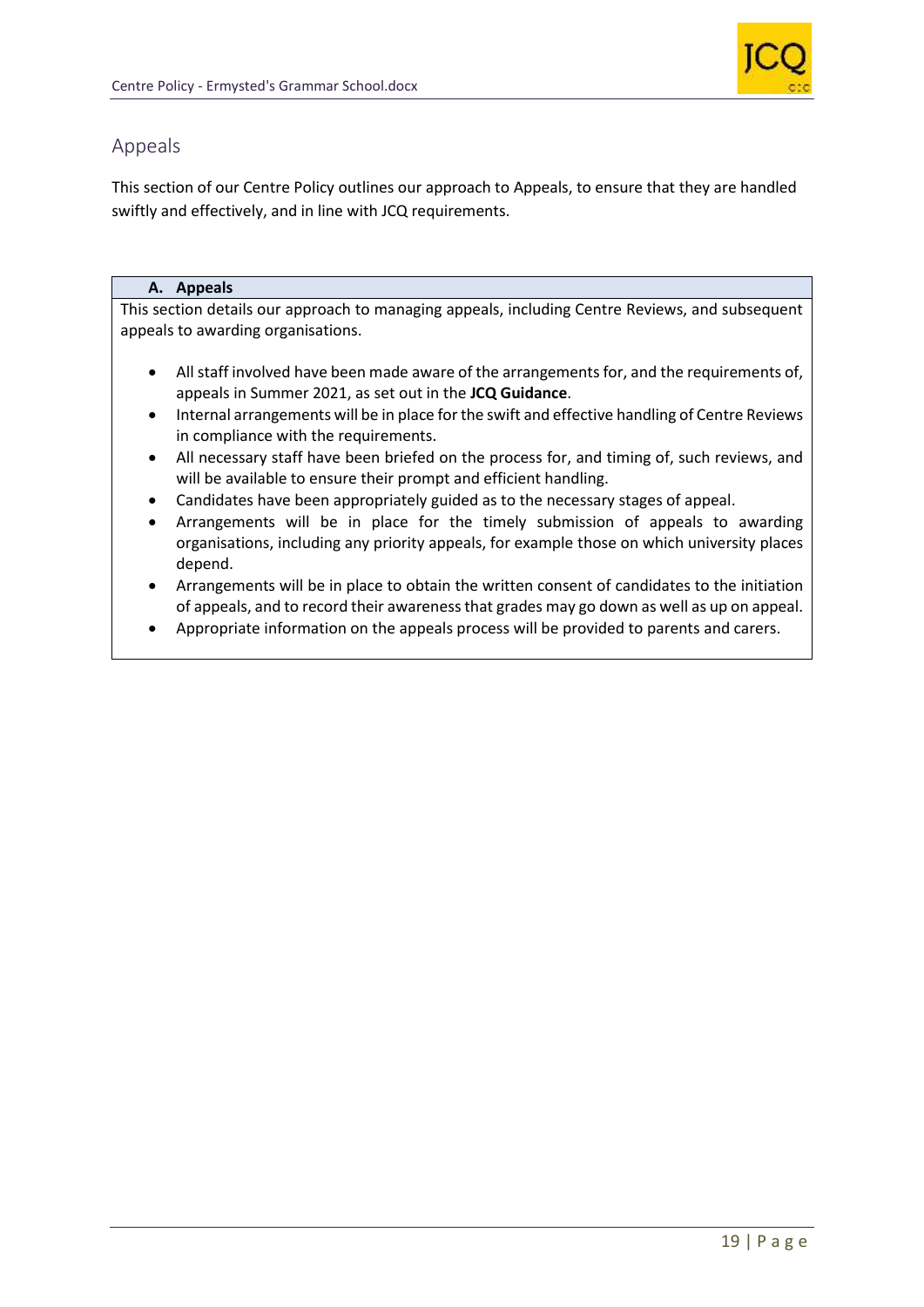## Appeals

This section of our Centre Policy outlines our approach to Appeals, to ensure that they are handled swiftly and effectively, and in line with JCQ requirements.

### A. Appeals

This section details our approach to managing appeals, including Centre Reviews, and subsequent appeals to awarding organisations.

- All staff involved have been made aware of the arrangements for, and the requirements of, appeals in Summer 2021, as set out in the **JCQ Guidance**.
- Internal arrangements will be in place for the swift and effective handling of Centre Reviews in compliance with the requirements.
- All necessary staff have been briefed on the process for, and timing of, such reviews, and will be available to ensure their prompt and efficient handling.
- Candidates have been appropriately guided as to the necessary stages of appeal.
- Arrangements will be in place for the timely submission of appeals to awarding organisations, including any priority appeals, for example those on which university places depend.
- Arrangements will be in place to obtain the written consent of candidates to the initiation of appeals, and to record their awareness that grades may go down as well as up on appeal.
- Appropriate information on the appeals process will be provided to parents and carers.